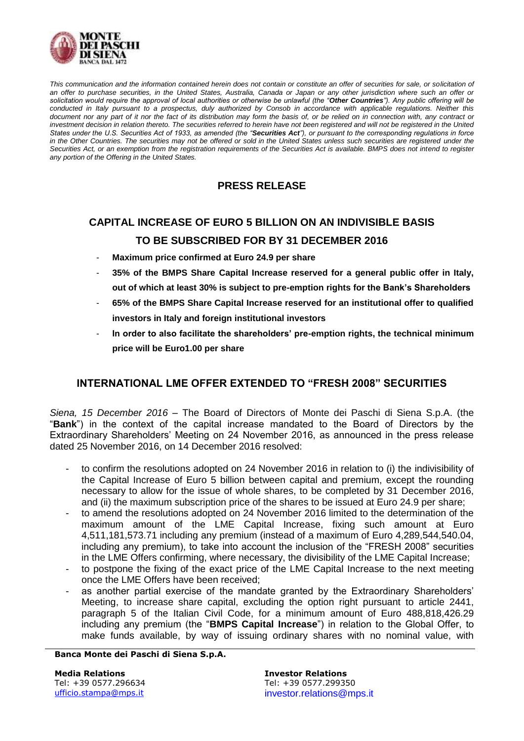*This communication and the information contained herein does not contain or constitute an offer of securities for sale, or solicitation of an offer to purchase securities, in the United States, Australia, Canada or Japan or any other jurisdiction where such an offer or solicitation would require the approval of local authorities or otherwise be unlawful (the "**Other Countries**"). Any public offering will be conducted in Italy pursuant to a prospectus, duly authorized by Consob in accordance with applicable regulations. Neither this document nor any part of it nor the fact of its distribution may form the basis of, or be relied on in connection with, any contract or investment decision in relation thereto. The securities referred to herein have not been registered and will not be registered in the United States under the U.S. Securities Act of 1933, as amended (the "**Securities Act**"), or pursuant to the corresponding regulations in force in the Other Countries. The securities may not be offered or sold in the United States unless such securities are registered under the Securities Act, or an exemption from the registration requirements of the Securities Act is available. BMPS does not intend to register any portion of the Offering in the United States.*

# PRESS RELEASE

## CAPITAL INCREASE OF EURO 5 BILLION ON AN INDIVISIBLE BASIS TO BE SUBSCRIBED FOR BY 31 DECEMBER 2016

- **Maximum price confirmed at Euro 24.9 per share**
- **35% of the BMPS Share Capital Increase reserved for a general public offer in Italy, out of which at least 30% is subject to pre-emption rights for the Bank's Shareholders**
- **65% of the BMPS Share Capital Increase reserved for an institutional offer to qualified investors in Italy and foreign institutional investors**
- **In order to also facilitate the shareholders' pre-emption rights, the technical minimum price will be Euro1.00 per share**

## INTERNATIONAL LME OFFER EXTENDED TO "FRESH 2008" SECURITIES

*Siena, 15 December 2016* – The Board of Directors of Monte dei Paschi di Siena S.p.A. (the "**Bank**") in the context of the capital increase mandated to the Board of Directors by the Extraordinary Shareholders' Meeting on 24 November 2016, as announced in the press release dated 25 November 2016, on 14 December 2016 resolved:

- to confirm the resolutions adopted on 24 November 2016 in relation to (i) the indivisibility of the Capital Increase of Euro 5 billion between capital and premium, except the rounding necessary to allow for the issue of whole shares, to be completed by 31 December 2016, and (ii) the maximum subscription price of the shares to be issued at Euro 24.9 per share;
- to amend the resolutions adopted on 24 November 2016 limited to the determination of the maximum amount of the LME Capital Increase, fixing such amount at Euro 4,511,181,573.71 including any premium (instead of a maximum of Euro 4,289,544,540.04, including any premium), to take into account the inclusion of the "FRESH 2008" securities in the LME Offers confirming, where necessary, the divisibility of the LME Capital Increase;
- to postpone the fixing of the exact price of the LME Capital Increase to the next meeting once the LME Offers have been received;
- as another partial exercise of the mandate granted by the Extraordinary Shareholders' Meeting, to increase share capital, excluding the option right pursuant to article 2441, paragraph 5 of the Italian Civil Code, for a minimum amount of Euro 488,818,426.29 including any premium (the "**BMPS Capital Increase**") in relation to the Global Offer, to make funds available, by way of issuing ordinary shares with no nominal value, with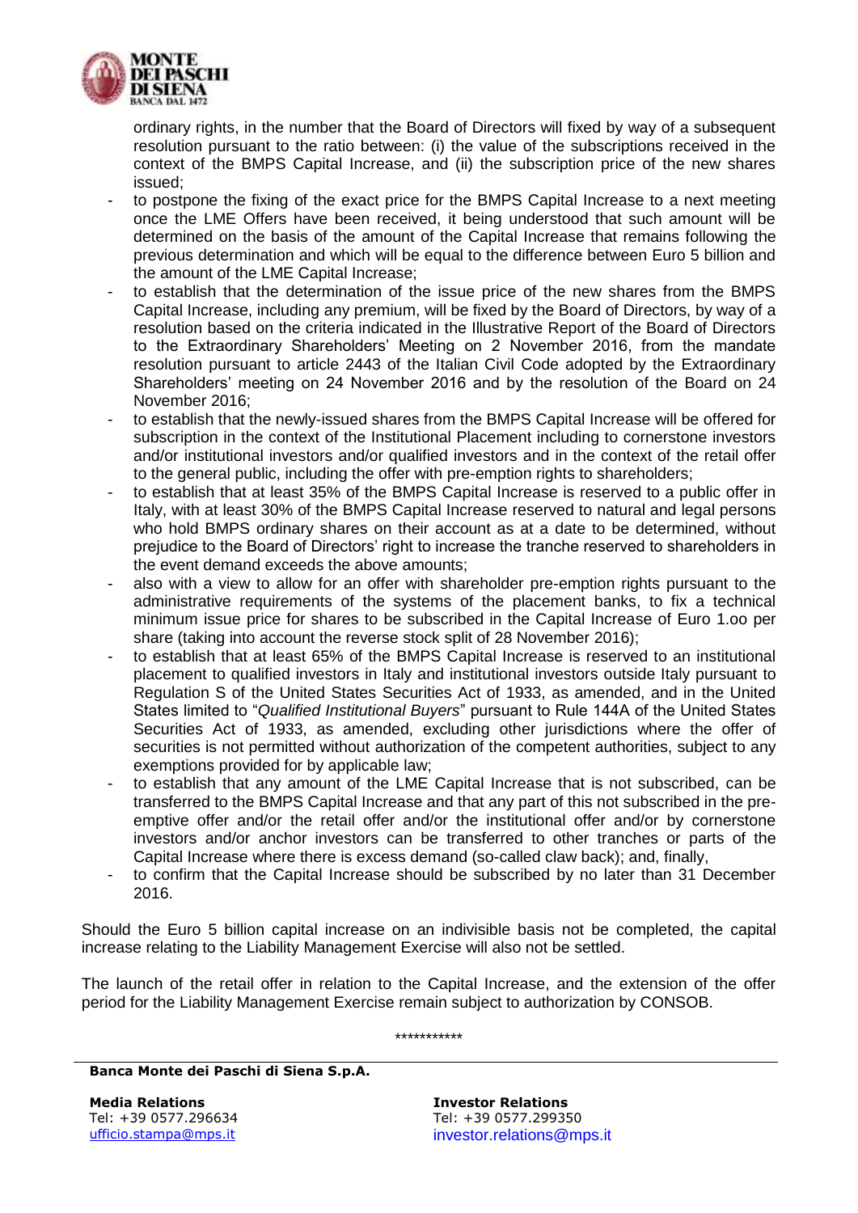ordinary rights, in the number that the Board of Directors will fixed by way of a subsequent resolution pursuant to the ratio between: (i) the value of the subscriptions received in the context of the BMPS Capital Increase, and (ii) the subscription price of the new shares issued;

- to postpone the fixing of the exact price for the BMPS Capital Increase to a next meeting once the LME Offers have been received, it being understood that such amount will be determined on the basis of the amount of the Capital Increase that remains following the previous determination and which will be equal to the difference between Euro 5 billion and the amount of the LME Capital Increase;
- to establish that the determination of the issue price of the new shares from the BMPS Capital Increase, including any premium, will be fixed by the Board of Directors, by way of a resolution based on the criteria indicated in the Illustrative Report of the Board of Directors to the Extraordinary Shareholders' Meeting on 2 November 2016, from the mandate resolution pursuant to article 2443 of the Italian Civil Code adopted by the Extraordinary Shareholders' meeting on 24 November 2016 and by the resolution of the Board on 24 November 2016;
- to establish that the newly-issued shares from the BMPS Capital Increase will be offered for subscription in the context of the Institutional Placement including to cornerstone investors and/or institutional investors and/or qualified investors and in the context of the retail offer to the general public, including the offer with pre-emption rights to shareholders;
- to establish that at least 35% of the BMPS Capital Increase is reserved to a public offer in Italy, with at least 30% of the BMPS Capital Increase reserved to natural and legal persons who hold BMPS ordinary shares on their account as at a date to be determined, without prejudice to the Board of Directors' right to increase the tranche reserved to shareholders in the event demand exceeds the above amounts;
- also with a view to allow for an offer with shareholder pre-emption rights pursuant to the administrative requirements of the systems of the placement banks, to fix a technical minimum issue price for shares to be subscribed in the Capital Increase of Euro 1.oo per share (taking into account the reverse stock split of 28 November 2016);
- to establish that at least 65% of the BMPS Capital Increase is reserved to an institutional placement to qualified investors in Italy and institutional investors outside Italy pursuant to Regulation S of the United States Securities Act of 1933, as amended, and in the United States limited to "*Qualified Institutional Buyers*" pursuant to Rule 144A of the United States Securities Act of 1933, as amended, excluding other jurisdictions where the offer of securities is not permitted without authorization of the competent authorities, subject to any exemptions provided for by applicable law;
- to establish that any amount of the LME Capital Increase that is not subscribed, can be transferred to the BMPS Capital Increase and that any part of this not subscribed in the pre-emptive offer and/or the retail offer and/or the institutional offer and/or by cornerstone investors and/or anchor investors can be transferred to other tranches or parts of the Capital Increase where there is excess demand (so-called claw back); and, finally,
- to confirm that the Capital Increase should be subscribed by no later than 31 December 2016.

Should the Euro 5 billion capital increase on an indivisible basis not be completed, the capital increase relating to the Liability Management Exercise will also not be settled.

The launch of the retail offer in relation to the Capital Increase, and the extension of the offer period for the Liability Management Exercise remain subject to authorization by CONSOB.

***********

**Banca Monte dei Paschi di Siena S.p.A.**

**Media Relations**
Tel: +39 0577.296634
ufficio.stampa@mps.it

**Investor Relations**
Tel: +39 0577.299350
investor.relations@mps.it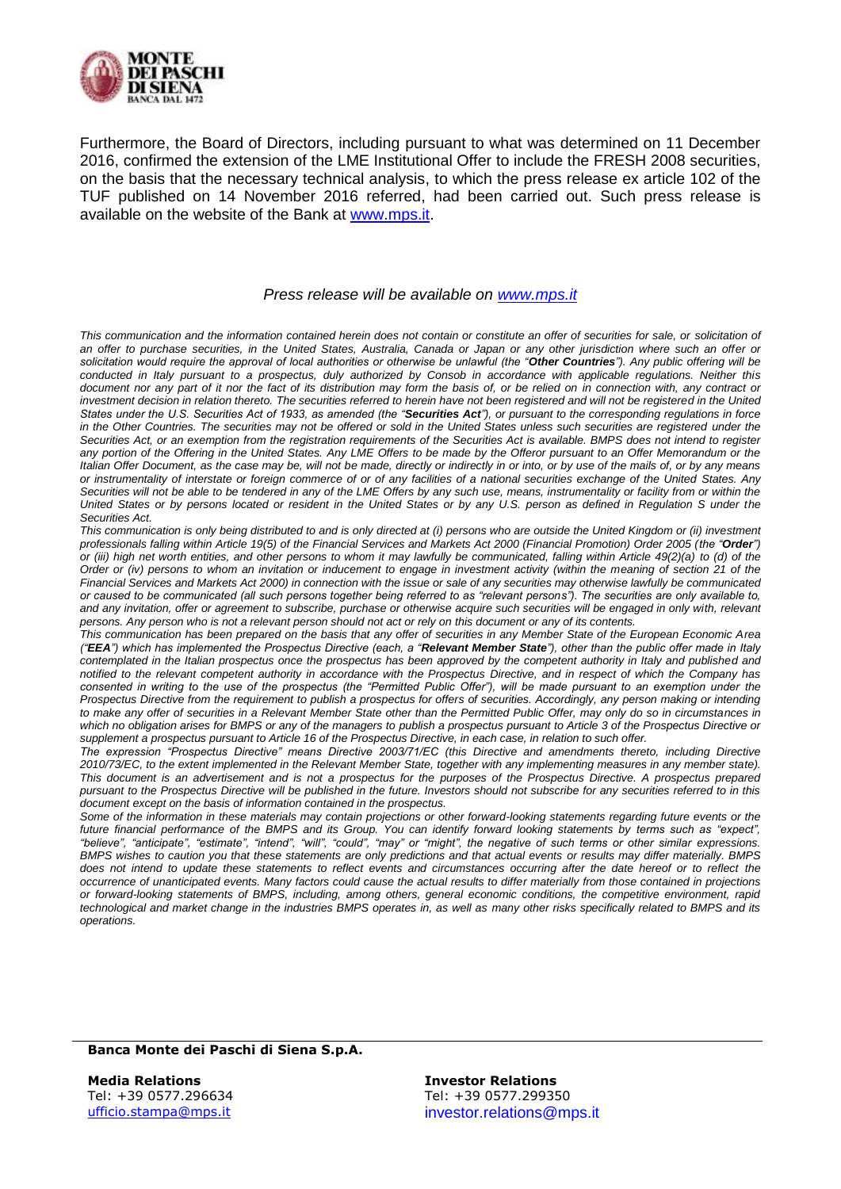Furthermore, the Board of Directors, including pursuant to what was determined on 11 December 2016, confirmed the extension of the LME Institutional Offer to include the FRESH 2008 securities, on the basis that the necessary technical analysis, to which the press release ex article 102 of the TUF published on 14 November 2016 referred, had been carried out. Such press release is available on the website of the Bank at www.mps.it.

*Press release will be available on www.mps.it*

*This communication and the information contained herein does not contain or constitute an offer of securities for sale, or solicitation of an offer to purchase securities, in the United States, Australia, Canada or Japan or any other jurisdiction where such an offer or solicitation would require the approval of local authorities or otherwise be unlawful (the "**Other Countries**"). Any public offering will be conducted in Italy pursuant to a prospectus, duly authorized by Consob in accordance with applicable regulations. Neither this document nor any part of it nor the fact of its distribution may form the basis of, or be relied on in connection with, any contract or investment decision in relation thereto. The securities referred to herein have not been registered and will not be registered in the United States under the U.S. Securities Act of 1933, as amended (the "**Securities Act**"), or pursuant to the corresponding regulations in force in the Other Countries. The securities may not be offered or sold in the United States unless such securities are registered under the Securities Act, or an exemption from the registration requirements of the Securities Act is available. BMPS does not intend to register any portion of the Offering in the United States. Any LME Offers to be made by the Offeror pursuant to an Offer Memorandum or the Italian Offer Document, as the case may be, will not be made, directly or indirectly in or into, or by use of the mails of, or by any means or instrumentality of interstate or foreign commerce of or of any facilities of a national securities exchange of the United States. Any Securities will not be able to be tendered in any of the LME Offers by any such use, means, instrumentality or facility from or within the United States or by persons located or resident in the United States or by any U.S. person as defined in Regulation S under the Securities Act.*

*This communication is only being distributed to and is only directed at (i) persons who are outside the United Kingdom or (ii) investment professionals falling within Article 19(5) of the Financial Services and Markets Act 2000 (Financial Promotion) Order 2005 (the "**Order**") or (iii) high net worth entities, and other persons to whom it may lawfully be communicated, falling within Article 49(2)(a) to (d) of the Order or (iv) persons to whom an invitation or inducement to engage in investment activity (within the meaning of section 21 of the Financial Services and Markets Act 2000) in connection with the issue or sale of any securities may otherwise lawfully be communicated or caused to be communicated (all such persons together being referred to as "relevant persons"). The securities are only available to, and any invitation, offer or agreement to subscribe, purchase or otherwise acquire such securities will be engaged in only with, relevant persons. Any person who is not a relevant person should not act or rely on this document or any of its contents.*

*This communication has been prepared on the basis that any offer of securities in any Member State of the European Economic Area ("**EEA**") which has implemented the Prospectus Directive (each, a "**Relevant Member State**"), other than the public offer made in Italy contemplated in the Italian prospectus once the prospectus has been approved by the competent authority in Italy and published and notified to the relevant competent authority in accordance with the Prospectus Directive, and in respect of which the Company has consented in writing to the use of the prospectus (the "Permitted Public Offer"), will be made pursuant to an exemption under the Prospectus Directive from the requirement to publish a prospectus for offers of securities. Accordingly, any person making or intending to make any offer of securities in a Relevant Member State other than the Permitted Public Offer, may only do so in circumstances in which no obligation arises for BMPS or any of the managers to publish a prospectus pursuant to Article 3 of the Prospectus Directive or supplement a prospectus pursuant to Article 16 of the Prospectus Directive, in each case, in relation to such offer.*

*The expression "Prospectus Directive" means Directive 2003/71/EC (this Directive and amendments thereto, including Directive 2010/73/EC, to the extent implemented in the Relevant Member State, together with any implementing measures in any member state). This document is an advertisement and is not a prospectus for the purposes of the Prospectus Directive. A prospectus prepared pursuant to the Prospectus Directive will be published in the future. Investors should not subscribe for any securities referred to in this document except on the basis of information contained in the prospectus.*

*Some of the information in these materials may contain projections or other forward-looking statements regarding future events or the future financial performance of the BMPS and its Group. You can identify forward looking statements by terms such as "expect", "believe", "anticipate", "estimate", "intend", "will", "could", "may" or "might", the negative of such terms or other similar expressions. BMPS wishes to caution you that these statements are only predictions and that actual events or results may differ materially. BMPS does not intend to update these statements to reflect events and circumstances occurring after the date hereof or to reflect the occurrence of unanticipated events. Many factors could cause the actual results to differ materially from those contained in projections or forward-looking statements of BMPS, including, among others, general economic conditions, the competitive environment, rapid technological and market change in the industries BMPS operates in, as well as many other risks specifically related to BMPS and its operations.*

**Banca Monte dei Paschi di Siena S.p.A.**

**Media Relations**
Tel: +39 0577.296634
ufficio.stampa@mps.it

**Investor Relations**
Tel: +39 0577.299350
investor.relations@mps.it